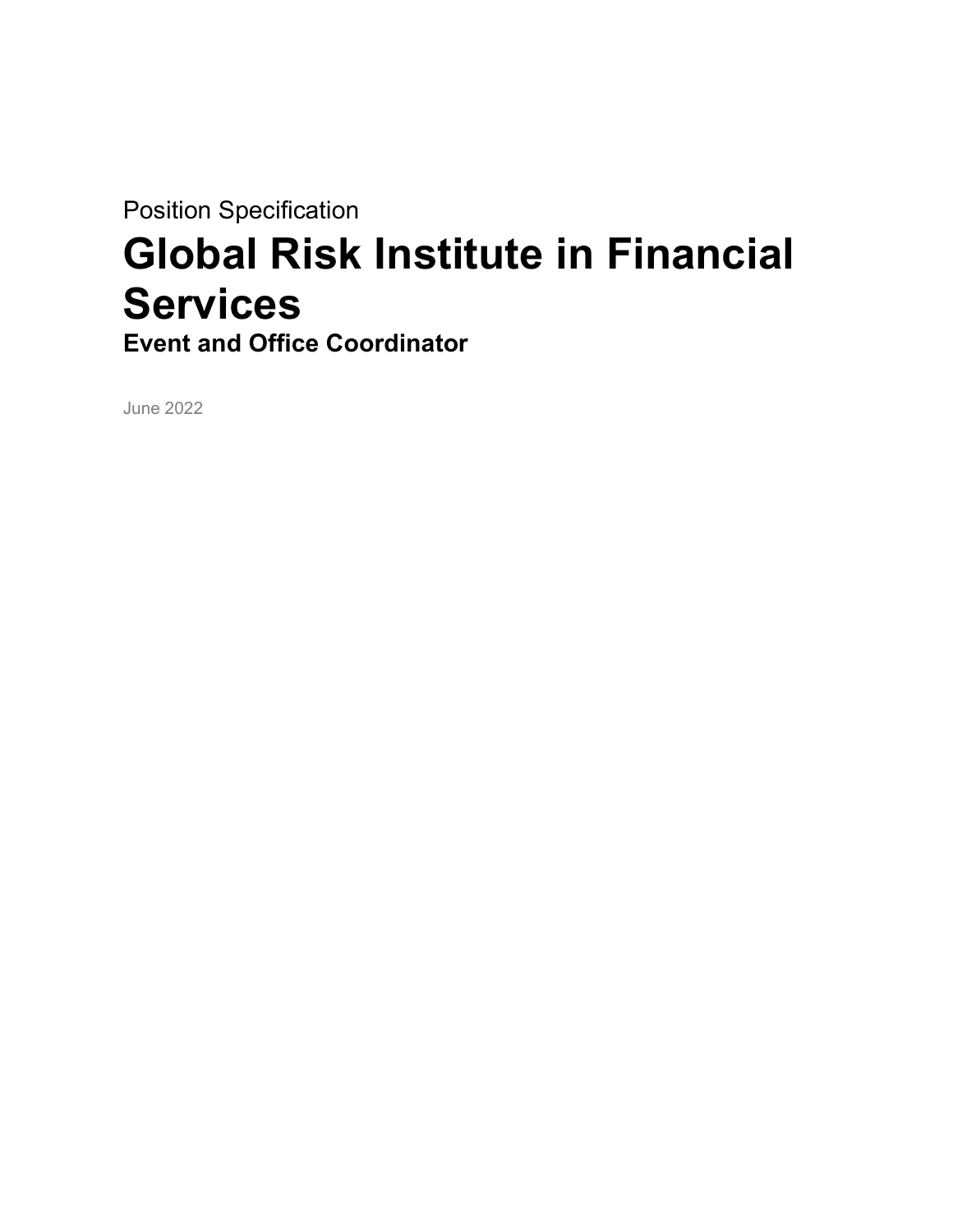Position Specification

# Global Risk Institute in Financial Services

## Event and Office Coordinator

June 2022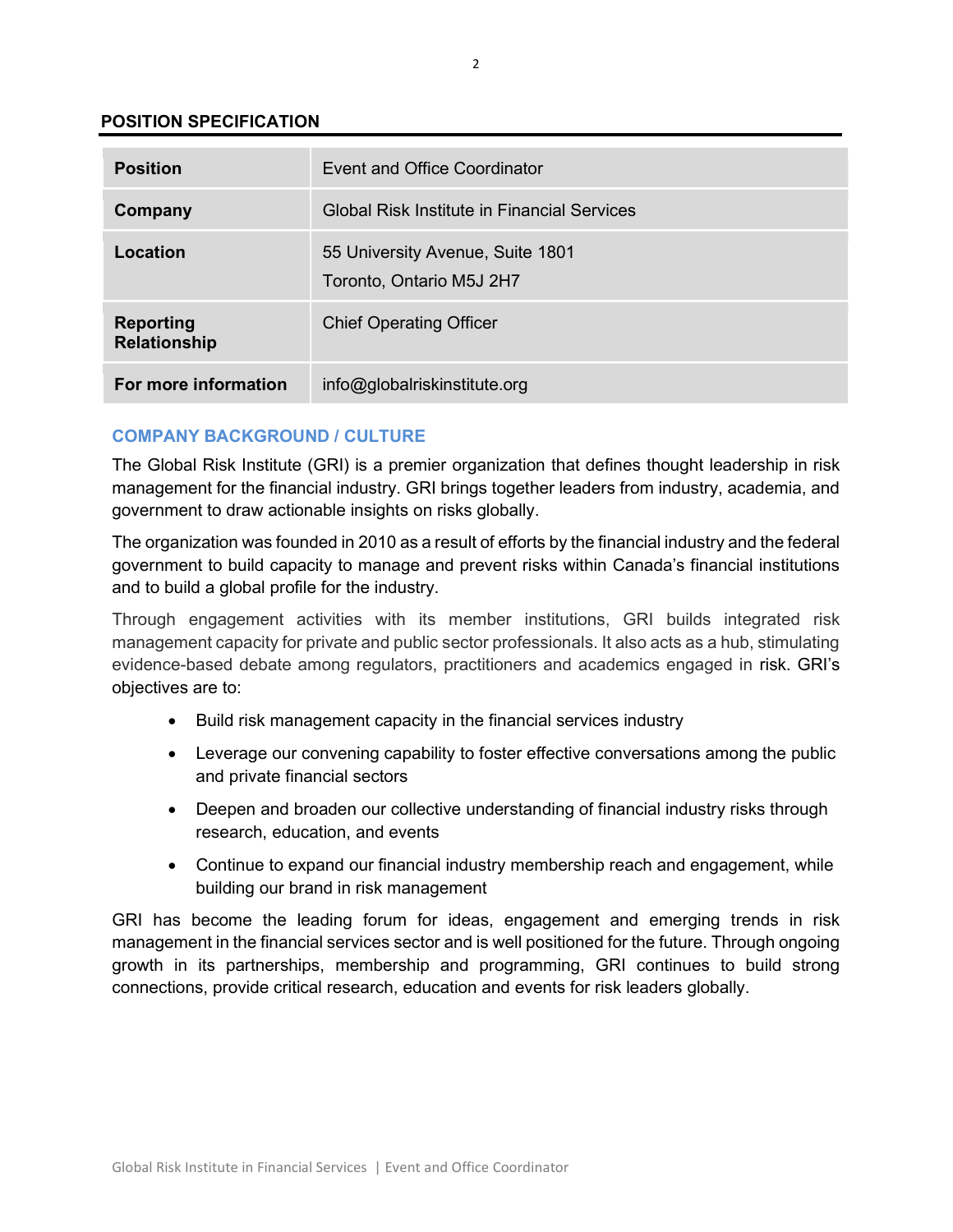## POSITION SPECIFICATION

| | |
|---|---|
| **Position** | Event and Office Coordinator |
| **Company** | Global Risk Institute in Financial Services |
| **Location** | 55 University Avenue, Suite 1801<br>Toronto, Ontario M5J 2H7 |
| **Reporting Relationship** | Chief Operating Officer |
| **For more information** | info@globalriskinstitute.org |

### COMPANY BACKGROUND / CULTURE

The Global Risk Institute (GRI) is a premier organization that defines thought leadership in risk management for the financial industry. GRI brings together leaders from industry, academia, and government to draw actionable insights on risks globally.

The organization was founded in 2010 as a result of efforts by the financial industry and the federal government to build capacity to manage and prevent risks within Canada's financial institutions and to build a global profile for the industry.

Through engagement activities with its member institutions, GRI builds integrated risk management capacity for private and public sector professionals. It also acts as a hub, stimulating evidence-based debate among regulators, practitioners and academics engaged in risk. GRI's objectives are to:

- Build risk management capacity in the financial services industry
- Leverage our convening capability to foster effective conversations among the public and private financial sectors
- Deepen and broaden our collective understanding of financial industry risks through research, education, and events
- Continue to expand our financial industry membership reach and engagement, while building our brand in risk management

GRI has become the leading forum for ideas, engagement and emerging trends in risk management in the financial services sector and is well positioned for the future. Through ongoing growth in its partnerships, membership and programming, GRI continues to build strong connections, provide critical research, education and events for risk leaders globally.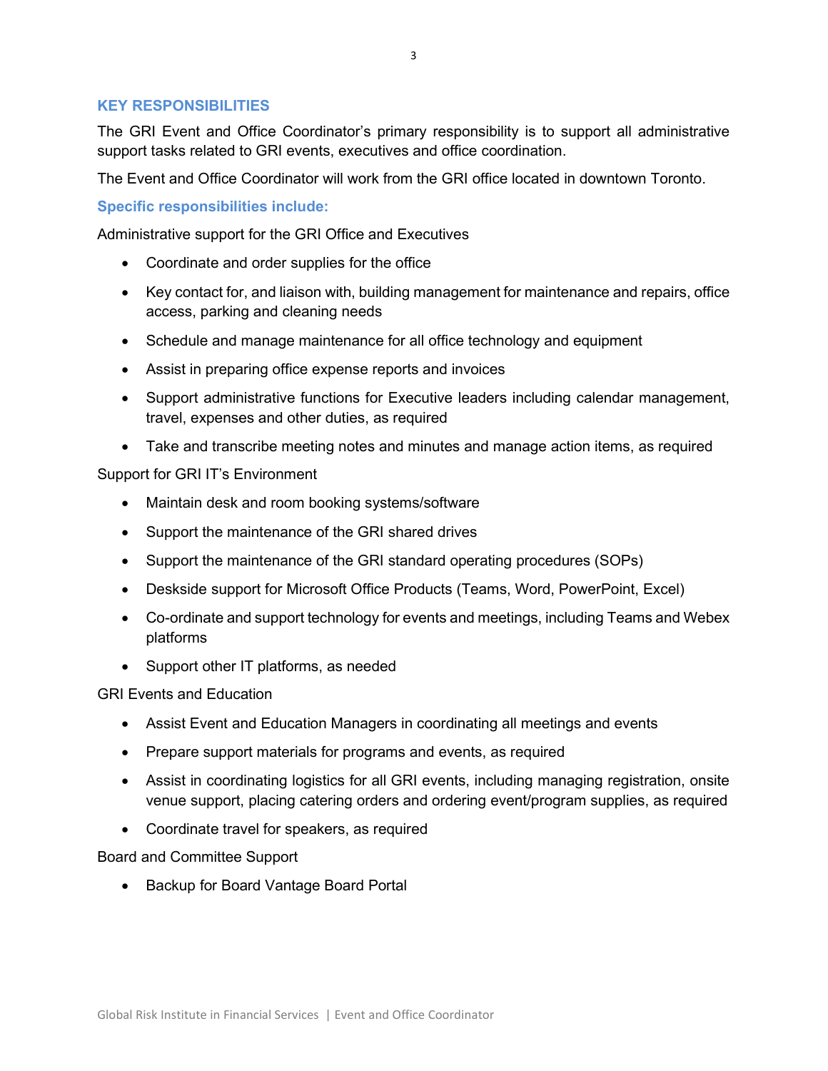## KEY RESPONSIBILITIES

The GRI Event and Office Coordinator's primary responsibility is to support all administrative support tasks related to GRI events, executives and office coordination.

The Event and Office Coordinator will work from the GRI office located in downtown Toronto.

### Specific responsibilities include:

Administrative support for the GRI Office and Executives

- Coordinate and order supplies for the office
- Key contact for, and liaison with, building management for maintenance and repairs, office access, parking and cleaning needs
- Schedule and manage maintenance for all office technology and equipment
- Assist in preparing office expense reports and invoices
- Support administrative functions for Executive leaders including calendar management, travel, expenses and other duties, as required
- Take and transcribe meeting notes and minutes and manage action items, as required

Support for GRI IT's Environment

- Maintain desk and room booking systems/software
- Support the maintenance of the GRI shared drives
- Support the maintenance of the GRI standard operating procedures (SOPs)
- Deskside support for Microsoft Office Products (Teams, Word, PowerPoint, Excel)
- Co-ordinate and support technology for events and meetings, including Teams and Webex platforms
- Support other IT platforms, as needed

GRI Events and Education

- Assist Event and Education Managers in coordinating all meetings and events
- Prepare support materials for programs and events, as required
- Assist in coordinating logistics for all GRI events, including managing registration, onsite venue support, placing catering orders and ordering event/program supplies, as required
- Coordinate travel for speakers, as required

Board and Committee Support

- Backup for Board Vantage Board Portal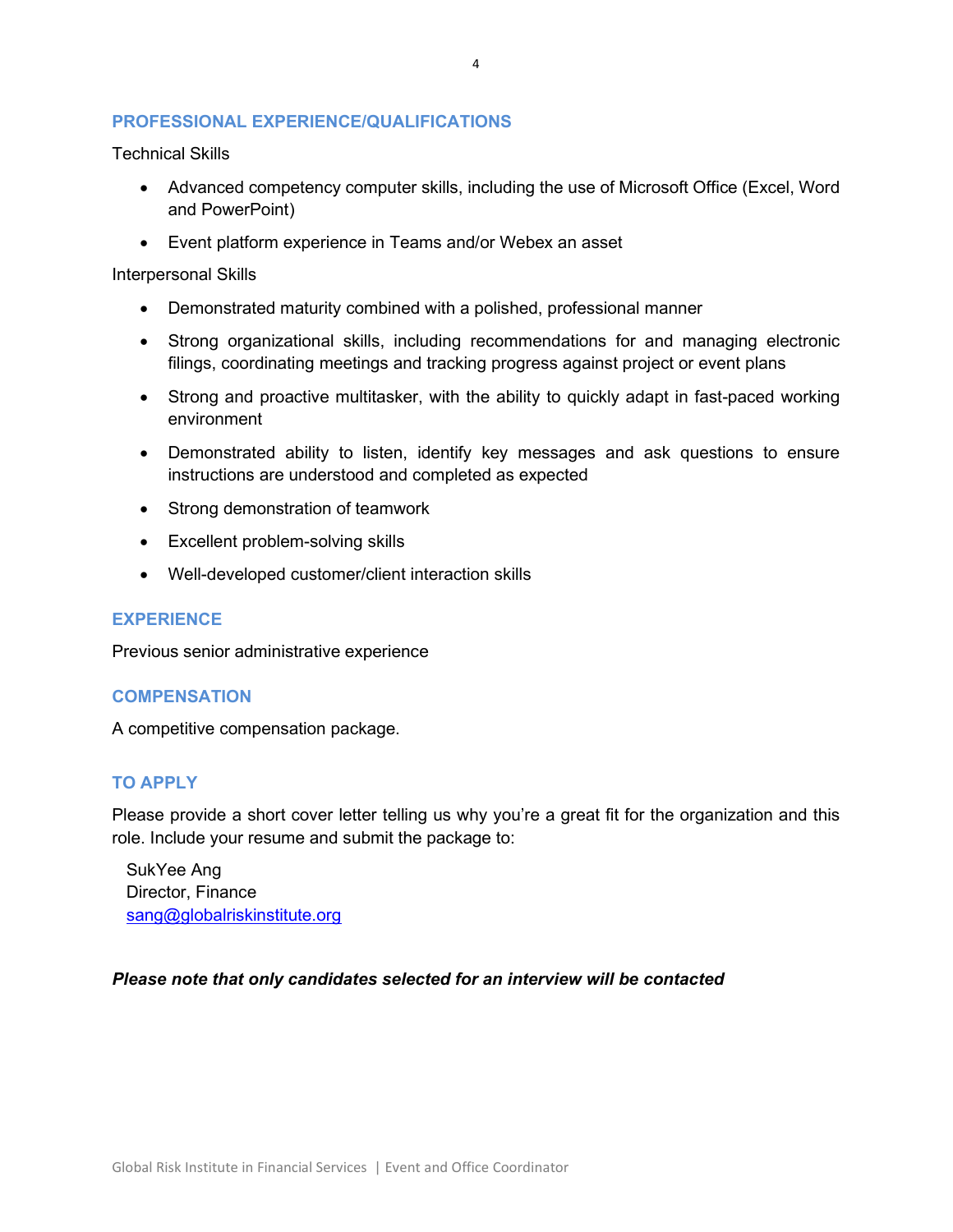## PROFESSIONAL EXPERIENCE/QUALIFICATIONS

Technical Skills

- Advanced competency computer skills, including the use of Microsoft Office (Excel, Word and PowerPoint)
- Event platform experience in Teams and/or Webex an asset

Interpersonal Skills

- Demonstrated maturity combined with a polished, professional manner
- Strong organizational skills, including recommendations for and managing electronic filings, coordinating meetings and tracking progress against project or event plans
- Strong and proactive multitasker, with the ability to quickly adapt in fast-paced working environment
- Demonstrated ability to listen, identify key messages and ask questions to ensure instructions are understood and completed as expected
- Strong demonstration of teamwork
- Excellent problem-solving skills
- Well-developed customer/client interaction skills

## EXPERIENCE

Previous senior administrative experience

## COMPENSATION

A competitive compensation package.

## TO APPLY

Please provide a short cover letter telling us why you're a great fit for the organization and this role. Include your resume and submit the package to:

SukYee Ang
Director, Finance
sang@globalriskinstitute.org

***Please note that only candidates selected for an interview will be contacted***